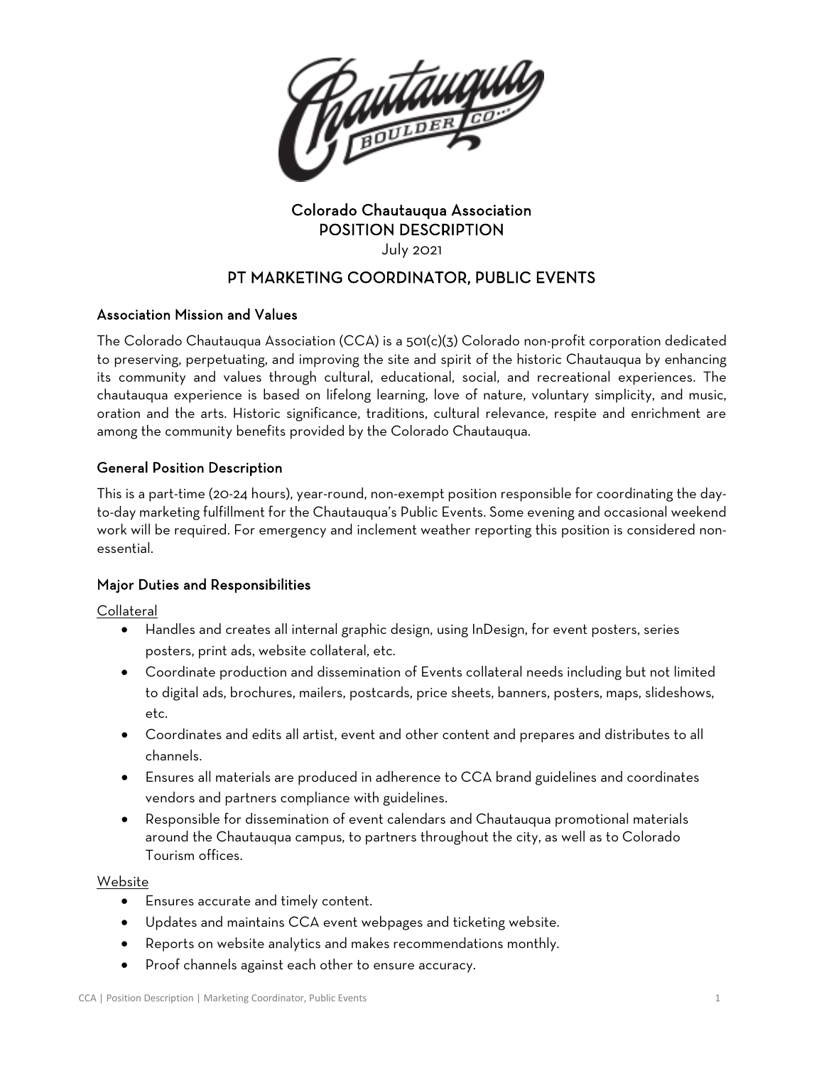Colorado Chautauqua Association

POSITION DESCRIPTION

July 2021

# PT MARKETING COORDINATOR, PUBLIC EVENTS

## Association Mission and Values

The Colorado Chautauqua Association (CCA) is a 501(c)(3) Colorado non-profit corporation dedicated to preserving, perpetuating, and improving the site and spirit of the historic Chautauqua by enhancing its community and values through cultural, educational, social, and recreational experiences. The chautauqua experience is based on lifelong learning, love of nature, voluntary simplicity, and music, oration and the arts. Historic significance, traditions, cultural relevance, respite and enrichment are among the community benefits provided by the Colorado Chautauqua.

## General Position Description

This is a part-time (20-24 hours), year-round, non-exempt position responsible for coordinating the day-to-day marketing fulfillment for the Chautauqua's Public Events. Some evening and occasional weekend work will be required. For emergency and inclement weather reporting this position is considered non-essential.

## Major Duties and Responsibilities

### Collateral

- Handles and creates all internal graphic design, using InDesign, for event posters, series posters, print ads, website collateral, etc.
- Coordinate production and dissemination of Events collateral needs including but not limited to digital ads, brochures, mailers, postcards, price sheets, banners, posters, maps, slideshows, etc.
- Coordinates and edits all artist, event and other content and prepares and distributes to all channels.
- Ensures all materials are produced in adherence to CCA brand guidelines and coordinates vendors and partners compliance with guidelines.
- Responsible for dissemination of event calendars and Chautauqua promotional materials around the Chautauqua campus, to partners throughout the city, as well as to Colorado Tourism offices.

### Website

- Ensures accurate and timely content.
- Updates and maintains CCA event webpages and ticketing website.
- Reports on website analytics and makes recommendations monthly.
- Proof channels against each other to ensure accuracy.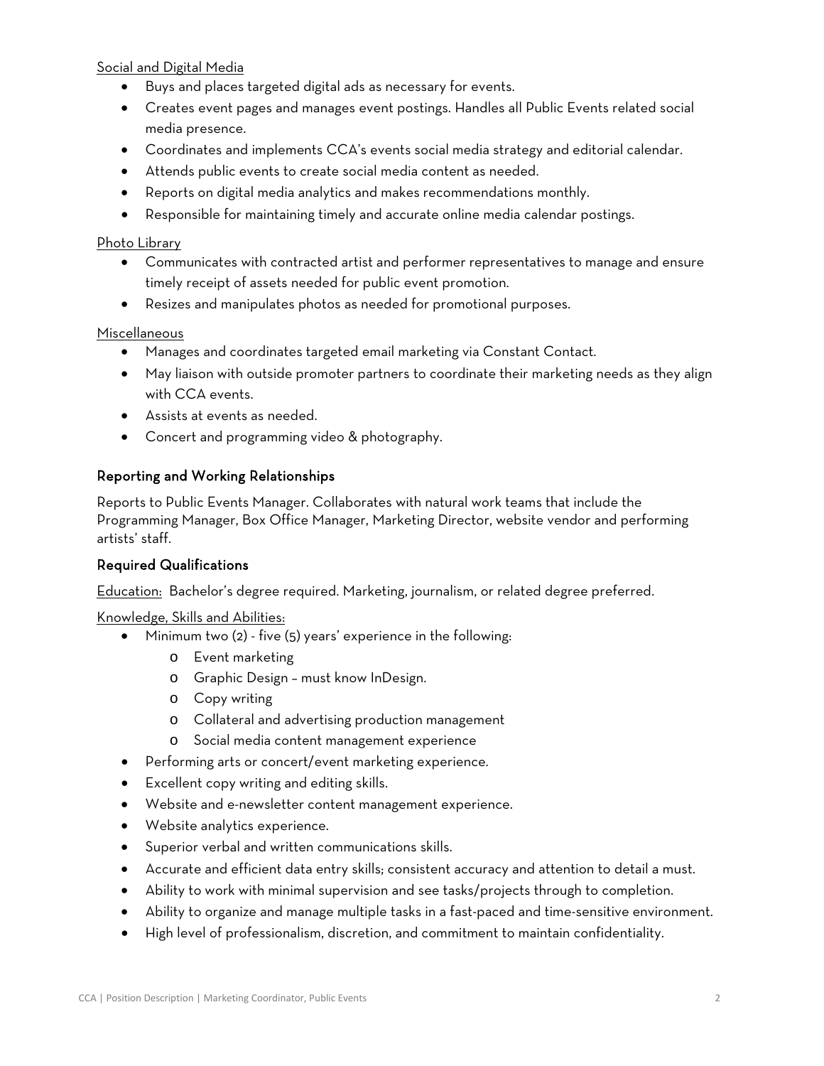Social and Digital Media

- Buys and places targeted digital ads as necessary for events.
- Creates event pages and manages event postings. Handles all Public Events related social media presence.
- Coordinates and implements CCA's events social media strategy and editorial calendar.
- Attends public events to create social media content as needed.
- Reports on digital media analytics and makes recommendations monthly.
- Responsible for maintaining timely and accurate online media calendar postings.

Photo Library

- Communicates with contracted artist and performer representatives to manage and ensure timely receipt of assets needed for public event promotion.
- Resizes and manipulates photos as needed for promotional purposes.

Miscellaneous

- Manages and coordinates targeted email marketing via Constant Contact.
- May liaison with outside promoter partners to coordinate their marketing needs as they align with CCA events.
- Assists at events as needed.
- Concert and programming video & photography.

## Reporting and Working Relationships

Reports to Public Events Manager. Collaborates with natural work teams that include the Programming Manager, Box Office Manager, Marketing Director, website vendor and performing artists' staff.

## Required Qualifications

Education: Bachelor's degree required. Marketing, journalism, or related degree preferred.

Knowledge, Skills and Abilities:

- Minimum two (2) - five (5) years' experience in the following:
  - Event marketing
  - Graphic Design – must know InDesign.
  - Copy writing
  - Collateral and advertising production management
  - Social media content management experience
- Performing arts or concert/event marketing experience.
- Excellent copy writing and editing skills.
- Website and e-newsletter content management experience.
- Website analytics experience.
- Superior verbal and written communications skills.
- Accurate and efficient data entry skills; consistent accuracy and attention to detail a must.
- Ability to work with minimal supervision and see tasks/projects through to completion.
- Ability to organize and manage multiple tasks in a fast-paced and time-sensitive environment.
- High level of professionalism, discretion, and commitment to maintain confidentiality.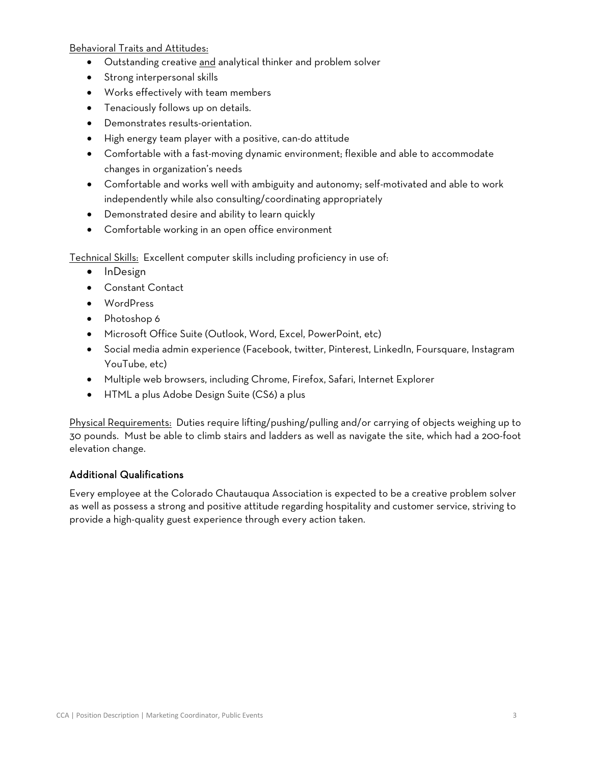Behavioral Traits and Attitudes:

- Outstanding creative and analytical thinker and problem solver
- Strong interpersonal skills
- Works effectively with team members
- Tenaciously follows up on details.
- Demonstrates results-orientation.
- High energy team player with a positive, can-do attitude
- Comfortable with a fast-moving dynamic environment; flexible and able to accommodate changes in organization's needs
- Comfortable and works well with ambiguity and autonomy; self-motivated and able to work independently while also consulting/coordinating appropriately
- Demonstrated desire and ability to learn quickly
- Comfortable working in an open office environment

Technical Skills: Excellent computer skills including proficiency in use of:

- InDesign
- Constant Contact
- WordPress
- Photoshop 6
- Microsoft Office Suite (Outlook, Word, Excel, PowerPoint, etc)
- Social media admin experience (Facebook, twitter, Pinterest, LinkedIn, Foursquare, Instagram YouTube, etc)
- Multiple web browsers, including Chrome, Firefox, Safari, Internet Explorer
- HTML a plus Adobe Design Suite (CS6) a plus

Physical Requirements: Duties require lifting/pushing/pulling and/or carrying of objects weighing up to 30 pounds. Must be able to climb stairs and ladders as well as navigate the site, which had a 200-foot elevation change.

### Additional Qualifications

Every employee at the Colorado Chautauqua Association is expected to be a creative problem solver as well as possess a strong and positive attitude regarding hospitality and customer service, striving to provide a high-quality guest experience through every action taken.